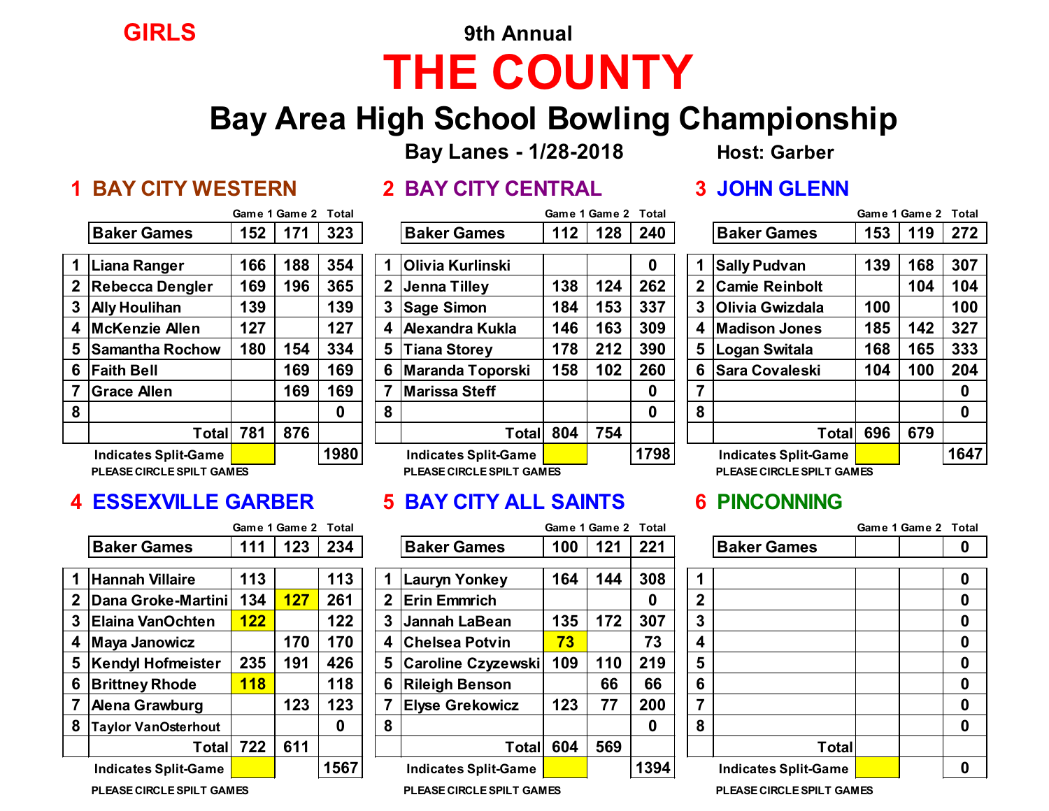GIRLS

9th Annual

# THE COUNTY

## Bay Area High School Bowling Championship

Bay Lanes - 1/28-2018 Host: Garber

### 1 BAY CITY WESTERN

| | | Game 1 | Game 2 | Total |
|---|---|---|---|---|
| | Baker Games | 152 | 171 | 323 |
| 1 | Liana Ranger | 166 | 188 | 354 |
| 2 | Rebecca Dengler | 169 | 196 | 365 |
| 3 | Ally Houlihan | 139 | | 139 |
| 4 | McKenzie Allen | 127 | | 127 |
| 5 | Samantha Rochow | 180 | 154 | 334 |
| 6 | Faith Bell | | 169 | 169 |
| 7 | Grace Allen | | 169 | 169 |
| 8 | | | | 0 |
| | Total | 781 | 876 | |
| | Indicates Split-Game | | | 1980 |

PLEASE CIRCLE SPILT GAMES

### 2 BAY CITY CENTRAL

| | | Game 1 | Game 2 | Total |
|---|---|---|---|---|
| | Baker Games | 112 | 128 | 240 |
| 1 | Olivia Kurlinski | | | 0 |
| 2 | Jenna Tilley | 138 | 124 | 262 |
| 3 | Sage Simon | 184 | 153 | 337 |
| 4 | Alexandra Kukla | 146 | 163 | 309 |
| 5 | Tiana Storey | 178 | 212 | 390 |
| 6 | Maranda Toporski | 158 | 102 | 260 |
| 7 | Marissa Steff | | | 0 |
| 8 | | | | 0 |
| | Total | 804 | 754 | |
| | Indicates Split-Game | | | 1798 |

PLEASE CIRCLE SPILT GAMES

### 3 JOHN GLENN

| | | Game 1 | Game 2 | Total |
|---|---|---|---|---|
| | Baker Games | 153 | 119 | 272 |
| 1 | Sally Pudvan | 139 | 168 | 307 |
| 2 | Camie Reinbolt | | 104 | 104 |
| 3 | Olivia Gwizdala | 100 | | 100 |
| 4 | Madison Jones | 185 | 142 | 327 |
| 5 | Logan Switala | 168 | 165 | 333 |
| 6 | Sara Covaleski | 104 | 100 | 204 |
| 7 | | | | 0 |
| 8 | | | | 0 |
| | Total | 696 | 679 | |
| | Indicates Split-Game | | | 1647 |

PLEASE CIRCLE SPILT GAMES

### 4 ESSEXVILLE GARBER

| | | Game 1 | Game 2 | Total |
|---|---|---|---|---|
| | Baker Games | 111 | 123 | 234 |
| 1 | Hannah Villaire | 113 | | 113 |
| 2 | Dana Groke-Martini | 134 | 127 | 261 |
| 3 | Elaina VanOchten | 122 | | 122 |
| 4 | Maya Janowicz | | 170 | 170 |
| 5 | Kendyl Hofmeister | 235 | 191 | 426 |
| 6 | Brittney Rhode | 118 | | 118 |
| 7 | Alena Grawburg | | 123 | 123 |
| 8 | Taylor VanOsterhout | | | 0 |
| | Total | 722 | 611 | |
| | Indicates Split-Game | | | 1567 |

PLEASE CIRCLE SPILT GAMES

### 5 BAY CITY ALL SAINTS

| | | Game 1 | Game 2 | Total |
|---|---|---|---|---|
| | Baker Games | 100 | 121 | 221 |
| 1 | Lauryn Yonkey | 164 | 144 | 308 |
| 2 | Erin Emmrich | | | 0 |
| 3 | Jannah LaBean | 135 | 172 | 307 |
| 4 | Chelsea Potvin | 73 | | 73 |
| 5 | Caroline Czyzewski | 109 | 110 | 219 |
| 6 | Rileigh Benson | | 66 | 66 |
| 7 | Elyse Grekowicz | 123 | 77 | 200 |
| 8 | | | | 0 |
| | Total | 604 | 569 | |
| | Indicates Split-Game | | | 1394 |

PLEASE CIRCLE SPILT GAMES

### 6 PINCONNING

| | | Game 1 | Game 2 | Total |
|---|---|---|---|---|
| | Baker Games | | | 0 |
| 1 | | | | 0 |
| 2 | | | | 0 |
| 3 | | | | 0 |
| 4 | | | | 0 |
| 5 | | | | 0 |
| 6 | | | | 0 |
| 7 | | | | 0 |
| 8 | | | | 0 |
| | Total | | | |
| | Indicates Split-Game | | | 0 |

PLEASE CIRCLE SPILT GAMES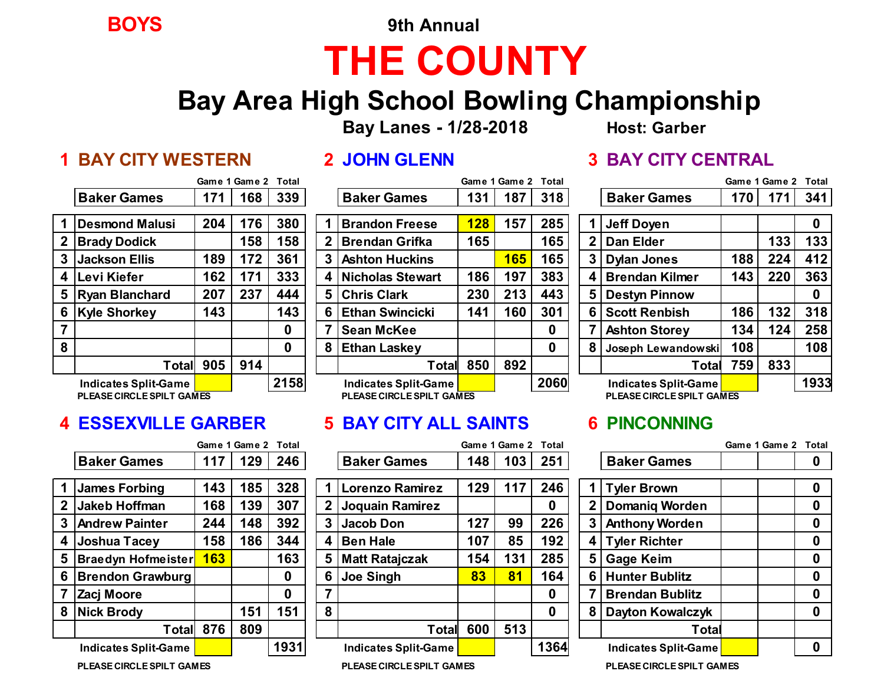**BOYS**

9th Annual

# THE COUNTY

## Bay Area High School Bowling Championship

**Bay Lanes - 1/28-2018** Host: Garber

### 1 BAY CITY WESTERN

| | | Game 1 | Game 2 | Total |
|---|---|---|---|---|
| | Baker Games | 171 | 168 | 339 |
| 1 | Desmond Malusi | 204 | 176 | 380 |
| 2 | Brady Dodick | | 158 | 158 |
| 3 | Jackson Ellis | 189 | 172 | 361 |
| 4 | Levi Kiefer | 162 | 171 | 333 |
| 5 | Ryan Blanchard | 207 | 237 | 444 |
| 6 | Kyle Shorkey | 143 | | 143 |
| 7 | | | | 0 |
| 8 | | | | 0 |
| | Total | 905 | 914 | |
| | Indicates Split-Game | | | 2158 |

PLEASE CIRCLE SPILT GAMES

### 2 JOHN GLENN

| | | Game 1 | Game 2 | Total |
|---|---|---|---|---|
| | Baker Games | 131 | 187 | 318 |
| 1 | Brandon Freese | 128 | 157 | 285 |
| 2 | Brendan Grifka | 165 | | 165 |
| 3 | Ashton Huckins | | 165 | 165 |
| 4 | Nicholas Stewart | 186 | 197 | 383 |
| 5 | Chris Clark | 230 | 213 | 443 |
| 6 | Ethan Swincicki | 141 | 160 | 301 |
| 7 | Sean McKee | | | 0 |
| 8 | Ethan Laskey | | | 0 |
| | Total | 850 | 892 | |
| | Indicates Split-Game | | | 2060 |

PLEASE CIRCLE SPILT GAMES

### 3 BAY CITY CENTRAL

| | | Game 1 | Game 2 | Total |
|---|---|---|---|---|
| | Baker Games | 170 | 171 | 341 |
| 1 | Jeff Doyen | | | 0 |
| 2 | Dan Elder | | 133 | 133 |
| 3 | Dylan Jones | 188 | 224 | 412 |
| 4 | Brendan Kilmer | 143 | 220 | 363 |
| 5 | Destyn Pinnow | | | 0 |
| 6 | Scott Renbish | 186 | 132 | 318 |
| 7 | Ashton Storey | 134 | 124 | 258 |
| 8 | Joseph Lewandowski | 108 | | 108 |
| | Total | 759 | 833 | |
| | Indicates Split-Game | | | 1933 |

PLEASE CIRCLE SPILT GAMES

### 4 ESSEXVILLE GARBER

| | | Game 1 | Game 2 | Total |
|---|---|---|---|---|
| | Baker Games | 117 | 129 | 246 |
| 1 | James Forbing | 143 | 185 | 328 |
| 2 | Jakeb Hoffman | 168 | 139 | 307 |
| 3 | Andrew Painter | 244 | 148 | 392 |
| 4 | Joshua Tacey | 158 | 186 | 344 |
| 5 | Braedyn Hofmeister | 163 | | 163 |
| 6 | Brendon Grawburg | | | 0 |
| 7 | Zacj Moore | | | 0 |
| 8 | Nick Brody | | 151 | 151 |
| | Total | 876 | 809 | |
| | Indicates Split-Game | | | 1931 |

PLEASE CIRCLE SPILT GAMES

### 5 BAY CITY ALL SAINTS

| | | Game 1 | Game 2 | Total |
|---|---|---|---|---|
| | Baker Games | 148 | 103 | 251 |
| 1 | Lorenzo Ramirez | 129 | 117 | 246 |
| 2 | Joquain Ramirez | | | 0 |
| 3 | Jacob Don | 127 | 99 | 226 |
| 4 | Ben Hale | 107 | 85 | 192 |
| 5 | Matt Ratajczak | 154 | 131 | 285 |
| 6 | Joe Singh | 83 | 81 | 164 |
| 7 | | | | 0 |
| 8 | | | | 0 |
| | Total | 600 | 513 | |
| | Indicates Split-Game | | | 1364 |

PLEASE CIRCLE SPILT GAMES

### 6 PINCONNING

| | | Game 1 | Game 2 | Total |
|---|---|---|---|---|
| | Baker Games | | | 0 |
| 1 | Tyler Brown | | | 0 |
| 2 | Domaniq Worden | | | 0 |
| 3 | Anthony Worden | | | 0 |
| 4 | Tyler Richter | | | 0 |
| 5 | Gage Keim | | | 0 |
| 6 | Hunter Bublitz | | | 0 |
| 7 | Brendan Bublitz | | | 0 |
| 8 | Dayton Kowalczyk | | | 0 |
| | Total | | | |
| | Indicates Split-Game | | | 0 |

PLEASE CIRCLE SPILT GAMES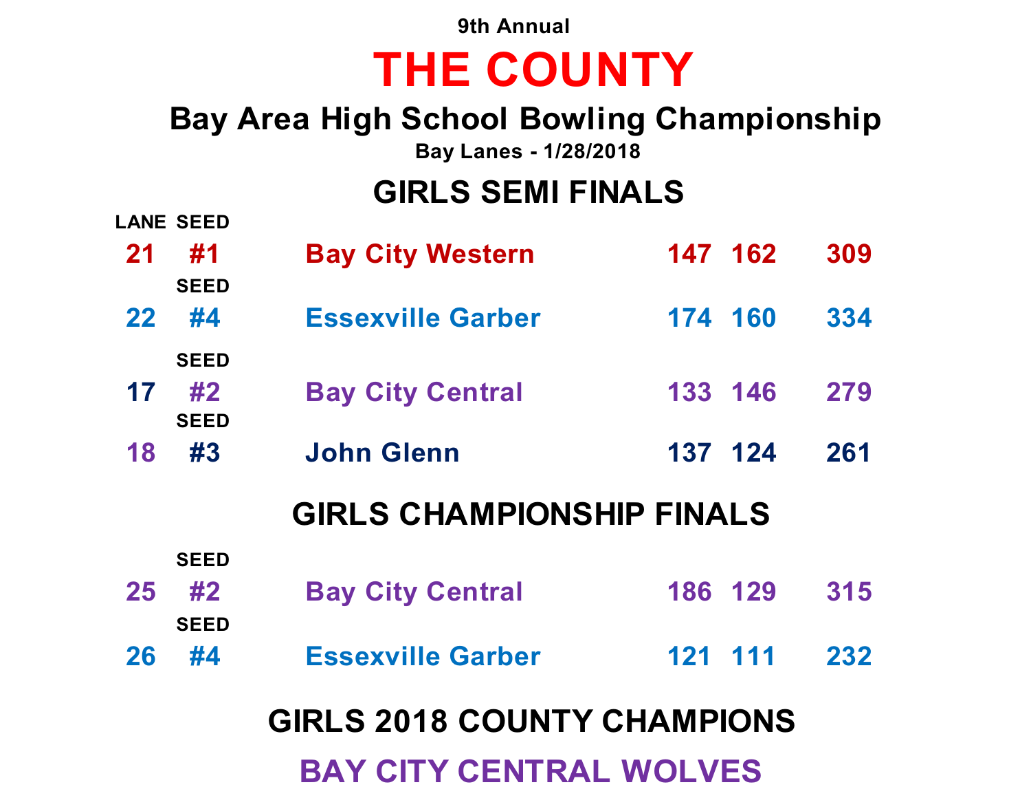9th Annual

# THE COUNTY

## Bay Area High School Bowling Championship

**Bay Lanes - 1/28/2018**

## GIRLS SEMI FINALS

| LANE | SEED | Team | Game 1 | Game 2 | Total |
|---|---|---|---|---|---|
| 21 | #1 | Bay City Western | 147 | 162 | 309 |
| 22 | #4 | Essexville Garber | 174 | 160 | 334 |
| 17 | #2 | Bay City Central | 133 | 146 | 279 |
| 18 | #3 | John Glenn | 137 | 124 | 261 |

## GIRLS CHAMPIONSHIP FINALS

| LANE | SEED | Team | Game 1 | Game 2 | Total |
|---|---|---|---|---|---|
| 25 | #2 | Bay City Central | 186 | 129 | 315 |
| 26 | #4 | Essexville Garber | 121 | 111 | 232 |

## GIRLS 2018 COUNTY CHAMPIONS

## BAY CITY CENTRAL WOLVES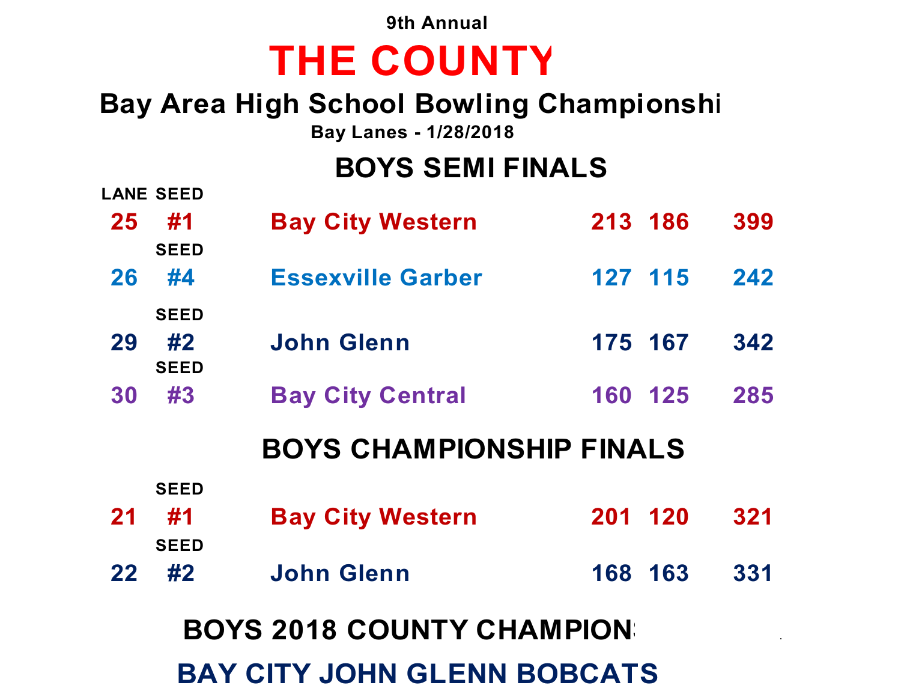9th Annual

# THE COUNTY

## Bay Area High School Bowling Championshi

Bay Lanes - 1/28/2018

## BOYS SEMI FINALS

| LANE | SEED | Team | Game 1 | Game 2 | Total |
|---|---|---|---|---|---|
| 25 | #1 | Bay City Western | 213 | 186 | 399 |
| 26 | #4 | Essexville Garber | 127 | 115 | 242 |
| 29 | #2 | John Glenn | 175 | 167 | 342 |
| 30 | #3 | Bay City Central | 160 | 125 | 285 |

## BOYS CHAMPIONSHIP FINALS

| LANE | SEED | Team | Game 1 | Game 2 | Total |
|---|---|---|---|---|---|
| 21 | #1 | Bay City Western | 201 | 120 | 321 |
| 22 | #2 | John Glenn | 168 | 163 | 331 |

## BOYS 2018 COUNTY CHAMPION

## BAY CITY JOHN GLENN BOBCATS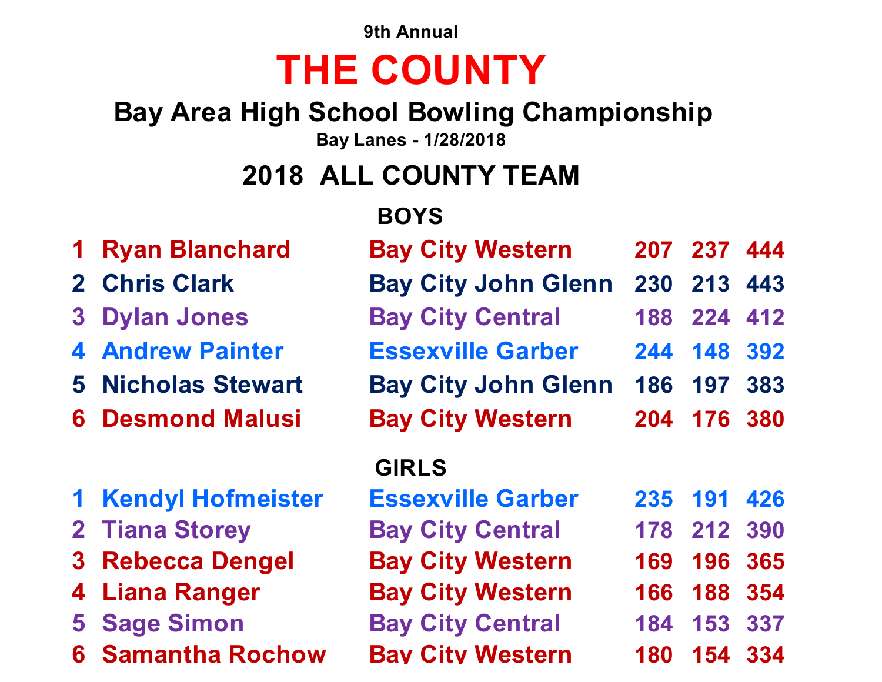9th Annual

# THE COUNTY

## Bay Area High School Bowling Championship

**Bay Lanes - 1/28/2018**

## 2018 ALL COUNTY TEAM

### BOYS

| | | | | | |
|---|---|---|---|---|---|
| 1 | Ryan Blanchard | Bay City Western | 207 | 237 | 444 |
| 2 | Chris Clark | Bay City John Glenn | 230 | 213 | 443 |
| 3 | Dylan Jones | Bay City Central | 188 | 224 | 412 |
| 4 | Andrew Painter | Essexville Garber | 244 | 148 | 392 |
| 5 | Nicholas Stewart | Bay City John Glenn | 186 | 197 | 383 |
| 6 | Desmond Malusi | Bay City Western | 204 | 176 | 380 |

### GIRLS

| | | | | | |
|---|---|---|---|---|---|
| 1 | Kendyl Hofmeister | Essexville Garber | 235 | 191 | 426 |
| 2 | Tiana Storey | Bay City Central | 178 | 212 | 390 |
| 3 | Rebecca Dengel | Bay City Western | 169 | 196 | 365 |
| 4 | Liana Ranger | Bay City Western | 166 | 188 | 354 |
| 5 | Sage Simon | Bay City Central | 184 | 153 | 337 |
| 6 | Samantha Rochow | Bay City Western | 180 | 154 | 334 |